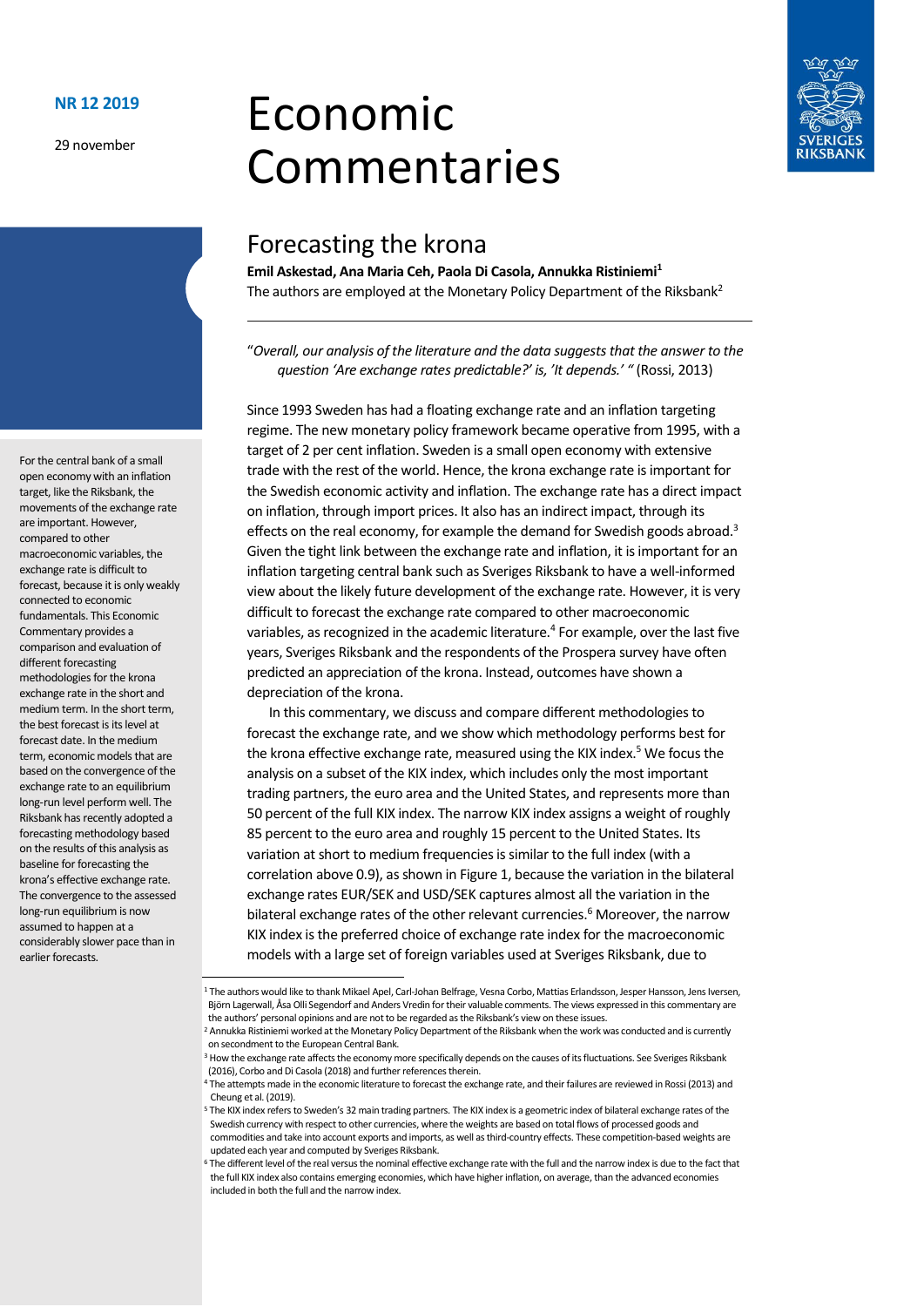NR 12 2019

29 november

# Economic Commentaries

## Forecasting the krona

**Emil Askestad, Ana Maria Ceh, Paola Di Casola, Annukka Ristiniemi[1]**

The authors are employed at the Monetary Policy Department of the Riksbank[2]

For the central bank of a small open economy with an inflation target, like the Riksbank, the movements of the exchange rate are important. However, compared to other macroeconomic variables, the exchange rate is difficult to forecast, because it is only weakly connected to economic fundamentals. This Economic Commentary provides a comparison and evaluation of different forecasting methodologies for the krona exchange rate in the short and medium term. In the short term, the best forecast is its level at forecast date. In the medium term, economic models that are based on the convergence of the exchange rate to an equilibrium long-run level perform well. The Riksbank has recently adopted a forecasting methodology based on the results of this analysis as baseline for forecasting the krona's effective exchange rate. The convergence to the assessed long-run equilibrium is now assumed to happen at a considerably slower pace than in earlier forecasts.

"*Overall, our analysis of the literature and the data suggests that the answer to the question 'Are exchange rates predictable?' is, 'It depends.'* " (Rossi, 2013)

Since 1993 Sweden has had a floating exchange rate and an inflation targeting regime. The new monetary policy framework became operative from 1995, with a target of 2 per cent inflation. Sweden is a small open economy with extensive trade with the rest of the world. Hence, the krona exchange rate is important for the Swedish economic activity and inflation. The exchange rate has a direct impact on inflation, through import prices. It also has an indirect impact, through its effects on the real economy, for example the demand for Swedish goods abroad.[3] Given the tight link between the exchange rate and inflation, it is important for an inflation targeting central bank such as Sveriges Riksbank to have a well-informed view about the likely future development of the exchange rate. However, it is very difficult to forecast the exchange rate compared to other macroeconomic variables, as recognized in the academic literature.[4] For example, over the last five years, Sveriges Riksbank and the respondents of the Prospera survey have often predicted an appreciation of the krona. Instead, outcomes have shown a depreciation of the krona.

In this commentary, we discuss and compare different methodologies to forecast the exchange rate, and we show which methodology performs best for the krona effective exchange rate, measured using the KIX index.[5] We focus the analysis on a subset of the KIX index, which includes only the most important trading partners, the euro area and the United States, and represents more than 50 percent of the full KIX index. The narrow KIX index assigns a weight of roughly 85 percent to the euro area and roughly 15 percent to the United States. Its variation at short to medium frequencies is similar to the full index (with a correlation above 0.9), as shown in Figure 1, because the variation in the bilateral exchange rates EUR/SEK and USD/SEK captures almost all the variation in the bilateral exchange rates of the other relevant currencies.[6] Moreover, the narrow KIX index is the preferred choice of exchange rate index for the macroeconomic models with a large set of foreign variables used at Sveriges Riksbank, due to

[1] The authors would like to thank Mikael Apel, Carl-Johan Belfrage, Vesna Corbo, Mattias Erlandsson, Jesper Hansson, Jens Iversen, Björn Lagerwall, Åsa Olli Segendorf and Anders Vredin for their valuable comments. The views expressed in this commentary are the authors' personal opinions and are not to be regarded as the Riksbank's view on these issues.

[2] Annukka Ristiniemi worked at the Monetary Policy Department of the Riksbank when the work was conducted and is currently on secondment to the European Central Bank.

[3] How the exchange rate affects the economy more specifically depends on the causes of its fluctuations. See Sveriges Riksbank (2016), Corbo and Di Casola (2018) and further references therein.

[4] The attempts made in the economic literature to forecast the exchange rate, and their failures are reviewed in Rossi (2013) and Cheung et al. (2019).

[5] The KIX index refers to Sweden's 32 main trading partners. The KIX index is a geometric index of bilateral exchange rates of the Swedish currency with respect to other currencies, where the weights are based on total flows of processed goods and commodities and take into account exports and imports, as well as third-country effects. These competition-based weights are updated each year and computed by Sveriges Riksbank.

[6] The different level of the real versus the nominal effective exchange rate with the full and the narrow index is due to the fact that the full KIX index also contains emerging economies, which have higher inflation, on average, than the advanced economies included in both the full and the narrow index.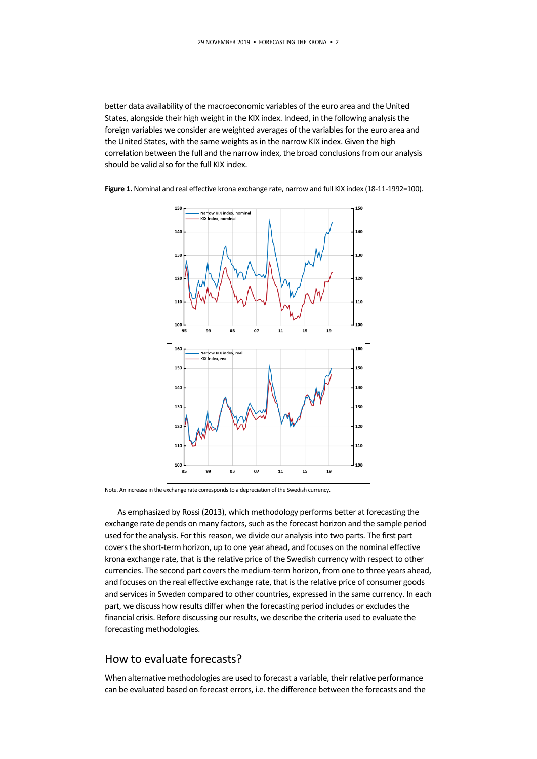better data availability of the macroeconomic variables of the euro area and the United States, alongside their high weight in the KIX index. Indeed, in the following analysis the foreign variables we consider are weighted averages of the variables for the euro area and the United States, with the same weights as in the narrow KIX index. Given the high correlation between the full and the narrow index, the broad conclusions from our analysis should be valid also for the full KIX index.

**Figure 1.** Nominal and real effective krona exchange rate, narrow and full KIX index (18-11-1992=100).

Note. An increase in the exchange rate corresponds to a depreciation of the Swedish currency.

As emphasized by Rossi (2013), which methodology performs better at forecasting the exchange rate depends on many factors, such as the forecast horizon and the sample period used for the analysis. For this reason, we divide our analysis into two parts. The first part covers the short-term horizon, up to one year ahead, and focuses on the nominal effective krona exchange rate, that is the relative price of the Swedish currency with respect to other currencies. The second part covers the medium-term horizon, from one to three years ahead, and focuses on the real effective exchange rate, that is the relative price of consumer goods and services in Sweden compared to other countries, expressed in the same currency. In each part, we discuss how results differ when the forecasting period includes or excludes the financial crisis. Before discussing our results, we describe the criteria used to evaluate the forecasting methodologies.

## How to evaluate forecasts?

When alternative methodologies are used to forecast a variable, their relative performance can be evaluated based on forecast errors, i.e. the difference between the forecasts and the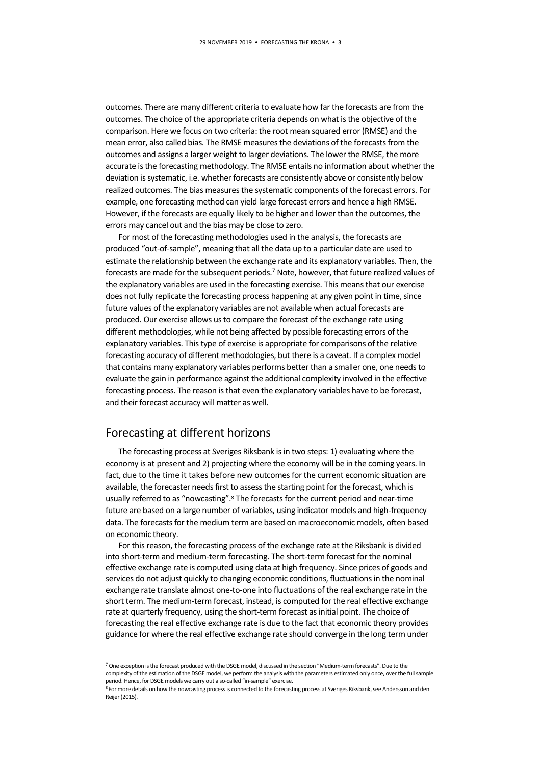outcomes. There are many different criteria to evaluate how far the forecasts are from the outcomes. The choice of the appropriate criteria depends on what is the objective of the comparison. Here we focus on two criteria: the root mean squared error (RMSE) and the mean error, also called bias. The RMSE measures the deviations of the forecasts from the outcomes and assigns a larger weight to larger deviations. The lower the RMSE, the more accurate is the forecasting methodology. The RMSE entails no information about whether the deviation is systematic, i.e. whether forecasts are consistently above or consistently below realized outcomes. The bias measures the systematic components of the forecast errors. For example, one forecasting method can yield large forecast errors and hence a high RMSE. However, if the forecasts are equally likely to be higher and lower than the outcomes, the errors may cancel out and the bias may be close to zero.

For most of the forecasting methodologies used in the analysis, the forecasts are produced "out-of-sample", meaning that all the data up to a particular date are used to estimate the relationship between the exchange rate and its explanatory variables. Then, the forecasts are made for the subsequent periods.[7] Note, however, that future realized values of the explanatory variables are used in the forecasting exercise. This means that our exercise does not fully replicate the forecasting process happening at any given point in time, since future values of the explanatory variables are not available when actual forecasts are produced. Our exercise allows us to compare the forecast of the exchange rate using different methodologies, while not being affected by possible forecasting errors of the explanatory variables. This type of exercise is appropriate for comparisons of the relative forecasting accuracy of different methodologies, but there is a caveat. If a complex model that contains many explanatory variables performs better than a smaller one, one needs to evaluate the gain in performance against the additional complexity involved in the effective forecasting process. The reason is that even the explanatory variables have to be forecast, and their forecast accuracy will matter as well.

## Forecasting at different horizons

The forecasting process at Sveriges Riksbank is in two steps: 1) evaluating where the economy is at present and 2) projecting where the economy will be in the coming years. In fact, due to the time it takes before new outcomes for the current economic situation are available, the forecaster needs first to assess the starting point for the forecast, which is usually referred to as "nowcasting".[8] The forecasts for the current period and near-time future are based on a large number of variables, using indicator models and high-frequency data. The forecasts for the medium term are based on macroeconomic models, often based on economic theory.

For this reason, the forecasting process of the exchange rate at the Riksbank is divided into short-term and medium-term forecasting. The short-term forecast for the nominal effective exchange rate is computed using data at high frequency. Since prices of goods and services do not adjust quickly to changing economic conditions, fluctuations in the nominal exchange rate translate almost one-to-one into fluctuations of the real exchange rate in the short term. The medium-term forecast, instead, is computed for the real effective exchange rate at quarterly frequency, using the short-term forecast as initial point. The choice of forecasting the real effective exchange rate is due to the fact that economic theory provides guidance for where the real effective exchange rate should converge in the long term under

---

[7] One exception is the forecast produced with the DSGE model, discussed in the section "Medium-term forecasts". Due to the complexity of the estimation of the DSGE model, we perform the analysis with the parameters estimated only once, over the full sample period. Hence, for DSGE models we carry out a so-called "in-sample" exercise.

[8] For more details on how the nowcasting process is connected to the forecasting process at Sveriges Riksbank, see Andersson and den Reijer (2015).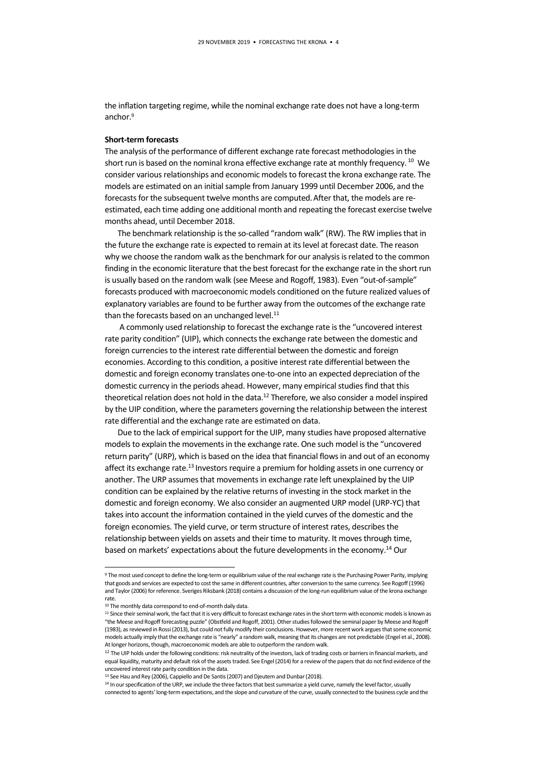the inflation targeting regime, while the nominal exchange rate does not have a long-term anchor.[9]

**Short-term forecasts**

The analysis of the performance of different exchange rate forecast methodologies in the short run is based on the nominal krona effective exchange rate at monthly frequency.[10] We consider various relationships and economic models to forecast the krona exchange rate. The models are estimated on an initial sample from January 1999 until December 2006, and the forecasts for the subsequent twelve months are computed. After that, the models are re-estimated, each time adding one additional month and repeating the forecast exercise twelve months ahead, until December 2018.

The benchmark relationship is the so-called "random walk" (RW). The RW implies that in the future the exchange rate is expected to remain at its level at forecast date. The reason why we choose the random walk as the benchmark for our analysis is related to the common finding in the economic literature that the best forecast for the exchange rate in the short run is usually based on the random walk (see Meese and Rogoff, 1983). Even "out-of-sample" forecasts produced with macroeconomic models conditioned on the future realized values of explanatory variables are found to be further away from the outcomes of the exchange rate than the forecasts based on an unchanged level.[11]

A commonly used relationship to forecast the exchange rate is the "uncovered interest rate parity condition" (UIP), which connects the exchange rate between the domestic and foreign currencies to the interest rate differential between the domestic and foreign economies. According to this condition, a positive interest rate differential between the domestic and foreign economy translates one-to-one into an expected depreciation of the domestic currency in the periods ahead. However, many empirical studies find that this theoretical relation does not hold in the data.[12] Therefore, we also consider a model inspired by the UIP condition, where the parameters governing the relationship between the interest rate differential and the exchange rate are estimated on data.

Due to the lack of empirical support for the UIP, many studies have proposed alternative models to explain the movements in the exchange rate. One such model is the "uncovered return parity" (URP), which is based on the idea that financial flows in and out of an economy affect its exchange rate.[13] Investors require a premium for holding assets in one currency or another. The URP assumes that movements in exchange rate left unexplained by the UIP condition can be explained by the relative returns of investing in the stock market in the domestic and foreign economy. We also consider an augmented URP model (URP-YC) that takes into account the information contained in the yield curves of the domestic and the foreign economies. The yield curve, or term structure of interest rates, describes the relationship between yields on assets and their time to maturity. It moves through time, based on markets' expectations about the future developments in the economy.[14] Our

---

[9] The most used concept to define the long-term or equilibrium value of the real exchange rate is the Purchasing Power Parity, implying that goods and services are expected to cost the same in different countries, after conversion to the same currency. See Rogoff (1996) and Taylor (2006) for reference. Sveriges Riksbank (2018) contains a discussion of the long-run equilibrium value of the krona exchange rate.

[10] The monthly data correspond to end-of-month daily data.

[11] Since their seminal work, the fact that it is very difficult to forecast exchange rates in the short term with economic models is known as "the Meese and Rogoff forecasting puzzle" (Obstfeld and Rogoff, 2001). Other studies followed the seminal paper by Meese and Rogoff (1983), as reviewed in Rossi (2013), but could not fully modify their conclusions. However, more recent work argues that some economic models actually imply that the exchange rate is "nearly" a random walk, meaning that its changes are not predictable (Engel et al., 2008). At longer horizons, though, macroeconomic models are able to outperform the random walk.

[12] The UIP holds under the following conditions: risk neutrality of the investors, lack of trading costs or barriers in financial markets, and equal liquidity, maturity and default risk of the assets traded. See Engel (2014) for a review of the papers that do not find evidence of the uncovered interest rate parity condition in the data.

[13] See Hau and Rey (2006), Cappiello and De Santis (2007) and Djeutem and Dunbar (2018).

[14] In our specification of the URP, we include the three factors that best summarize a yield curve, namely the level factor, usually connected to agents' long-term expectations, and the slope and curvature of the curve, usually connected to the business cycle and the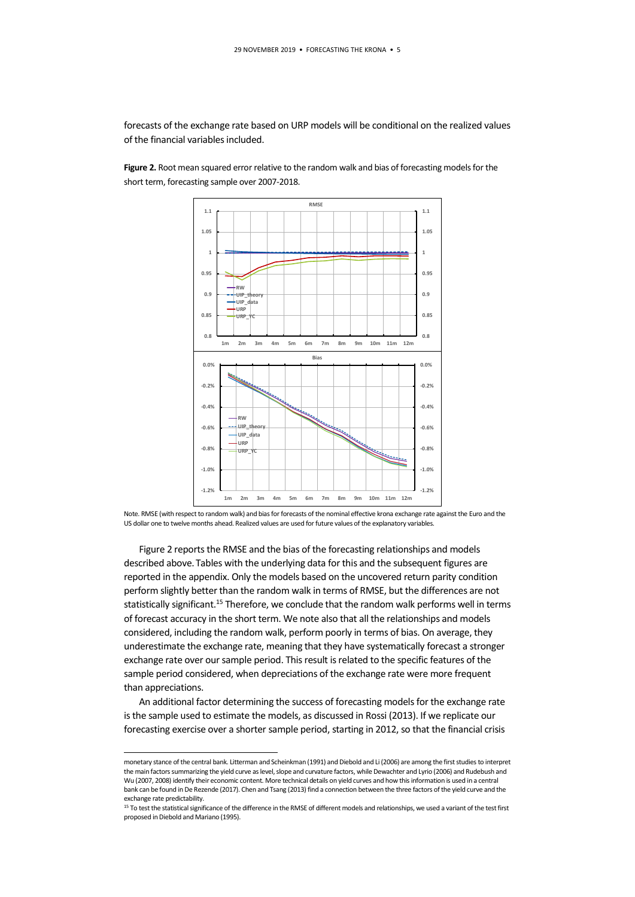forecasts of the exchange rate based on URP models will be conditional on the realized values of the financial variables included.

**Figure 2.** Root mean squared error relative to the random walk and bias of forecasting models for the short term, forecasting sample over 2007-2018.

Note. RMSE (with respect to random walk) and bias for forecasts of the nominal effective krona exchange rate against the Euro and the US dollar one to twelve months ahead. Realized values are used for future values of the explanatory variables.

Figure 2 reports the RMSE and the bias of the forecasting relationships and models described above. Tables with the underlying data for this and the subsequent figures are reported in the appendix. Only the models based on the uncovered return parity condition perform slightly better than the random walk in terms of RMSE, but the differences are not statistically significant.[15] Therefore, we conclude that the random walk performs well in terms of forecast accuracy in the short term. We note also that all the relationships and models considered, including the random walk, perform poorly in terms of bias. On average, they underestimate the exchange rate, meaning that they have systematically forecast a stronger exchange rate over our sample period. This result is related to the specific features of the sample period considered, when depreciations of the exchange rate were more frequent than appreciations.

An additional factor determining the success of forecasting models for the exchange rate is the sample used to estimate the models, as discussed in Rossi (2013). If we replicate our forecasting exercise over a shorter sample period, starting in 2012, so that the financial crisis

---

monetary stance of the central bank. Litterman and Scheinkman (1991) and Diebold and Li (2006) are among the first studies to interpret the main factors summarizing the yield curve as level, slope and curvature factors, while Dewachter and Lyrio (2006) and Rudebush and Wu (2007, 2008) identify their economic content. More technical details on yield curves and how this information is used in a central bank can be found in De Rezende (2017). Chen and Tsang (2013) find a connection between the three factors of the yield curve and the exchange rate predictability.

[15] To test the statistical significance of the difference in the RMSE of different models and relationships, we used a variant of the test first proposed in Diebold and Mariano (1995).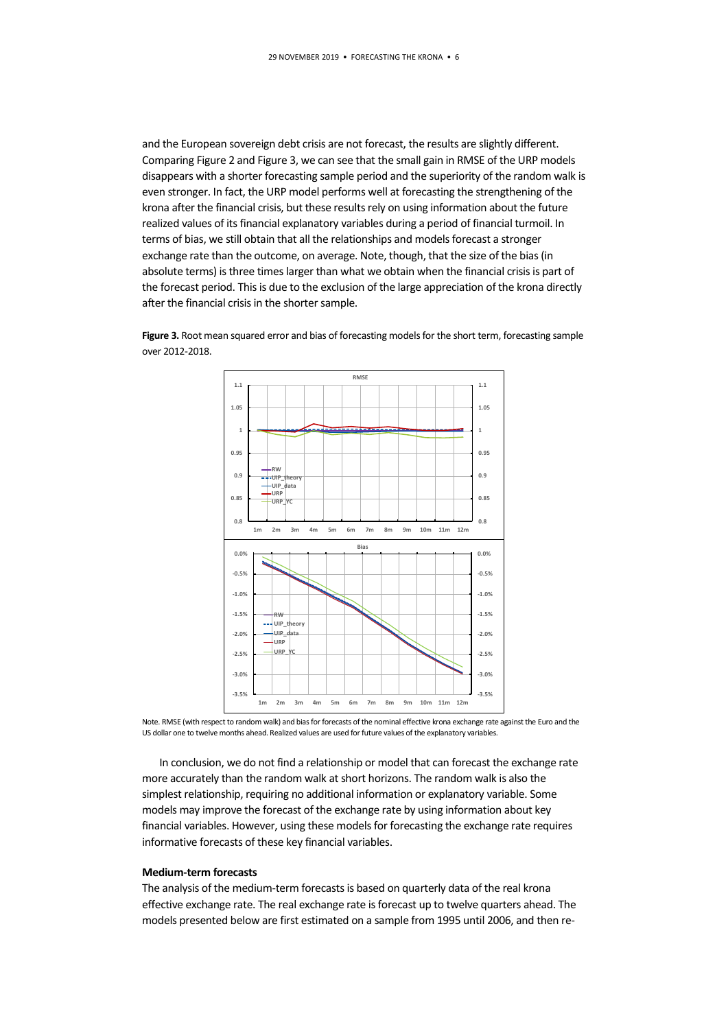and the European sovereign debt crisis are not forecast, the results are slightly different. Comparing Figure 2 and Figure 3, we can see that the small gain in RMSE of the URP models disappears with a shorter forecasting sample period and the superiority of the random walk is even stronger. In fact, the URP model performs well at forecasting the strengthening of the krona after the financial crisis, but these results rely on using information about the future realized values of its financial explanatory variables during a period of financial turmoil. In terms of bias, we still obtain that all the relationships and models forecast a stronger exchange rate than the outcome, on average. Note, though, that the size of the bias (in absolute terms) is three times larger than what we obtain when the financial crisis is part of the forecast period. This is due to the exclusion of the large appreciation of the krona directly after the financial crisis in the shorter sample.

**Figure 3.** Root mean squared error and bias of forecasting models for the short term, forecasting sample over 2012-2018.

Note. RMSE (with respect to random walk) and bias for forecasts of the nominal effective krona exchange rate against the Euro and the US dollar one to twelve months ahead. Realized values are used for future values of the explanatory variables.

In conclusion, we do not find a relationship or model that can forecast the exchange rate more accurately than the random walk at short horizons. The random walk is also the simplest relationship, requiring no additional information or explanatory variable. Some models may improve the forecast of the exchange rate by using information about key financial variables. However, using these models for forecasting the exchange rate requires informative forecasts of these key financial variables.

### Medium-term forecasts

The analysis of the medium-term forecasts is based on quarterly data of the real krona effective exchange rate. The real exchange rate is forecast up to twelve quarters ahead. The models presented below are first estimated on a sample from 1995 until 2006, and then re-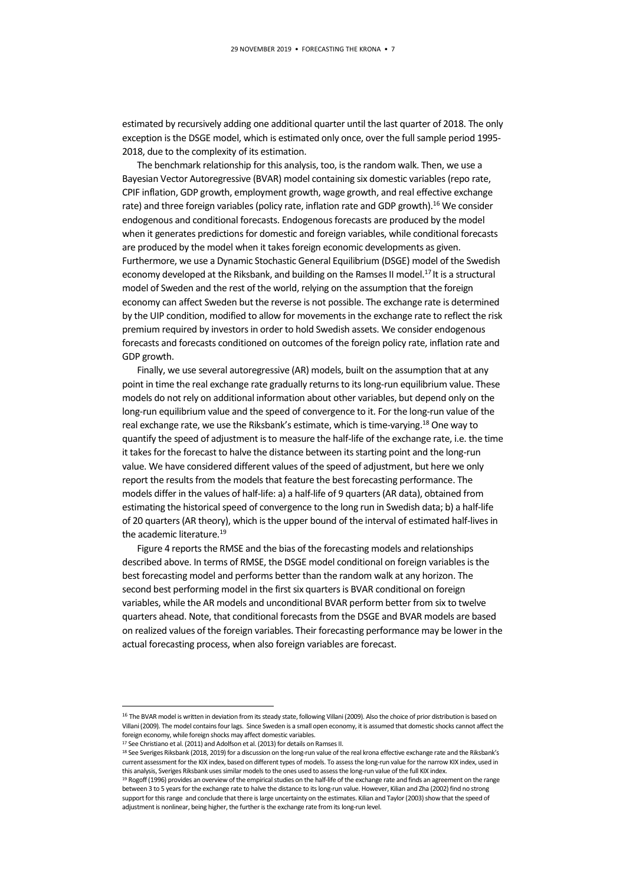estimated by recursively adding one additional quarter until the last quarter of 2018. The only exception is the DSGE model, which is estimated only once, over the full sample period 1995-2018, due to the complexity of its estimation.

The benchmark relationship for this analysis, too, is the random walk. Then, we use a Bayesian Vector Autoregressive (BVAR) model containing six domestic variables (repo rate, CPIF inflation, GDP growth, employment growth, wage growth, and real effective exchange rate) and three foreign variables (policy rate, inflation rate and GDP growth).[16] We consider endogenous and conditional forecasts. Endogenous forecasts are produced by the model when it generates predictions for domestic and foreign variables, while conditional forecasts are produced by the model when it takes foreign economic developments as given. Furthermore, we use a Dynamic Stochastic General Equilibrium (DSGE) model of the Swedish economy developed at the Riksbank, and building on the Ramses II model.[17] It is a structural model of Sweden and the rest of the world, relying on the assumption that the foreign economy can affect Sweden but the reverse is not possible. The exchange rate is determined by the UIP condition, modified to allow for movements in the exchange rate to reflect the risk premium required by investors in order to hold Swedish assets. We consider endogenous forecasts and forecasts conditioned on outcomes of the foreign policy rate, inflation rate and GDP growth.

Finally, we use several autoregressive (AR) models, built on the assumption that at any point in time the real exchange rate gradually returns to its long-run equilibrium value. These models do not rely on additional information about other variables, but depend only on the long-run equilibrium value and the speed of convergence to it. For the long-run value of the real exchange rate, we use the Riksbank's estimate, which is time-varying.[18] One way to quantify the speed of adjustment is to measure the half-life of the exchange rate, i.e. the time it takes for the forecast to halve the distance between its starting point and the long-run value. We have considered different values of the speed of adjustment, but here we only report the results from the models that feature the best forecasting performance. The models differ in the values of half-life: a) a half-life of 9 quarters (AR data), obtained from estimating the historical speed of convergence to the long run in Swedish data; b) a half-life of 20 quarters (AR theory), which is the upper bound of the interval of estimated half-lives in the academic literature.[19]

Figure 4 reports the RMSE and the bias of the forecasting models and relationships described above. In terms of RMSE, the DSGE model conditional on foreign variables is the best forecasting model and performs better than the random walk at any horizon. The second best performing model in the first six quarters is BVAR conditional on foreign variables, while the AR models and unconditional BVAR perform better from six to twelve quarters ahead. Note, that conditional forecasts from the DSGE and BVAR models are based on realized values of the foreign variables. Their forecasting performance may be lower in the actual forecasting process, when also foreign variables are forecast.

---

[16] The BVAR model is written in deviation from its steady state, following Villani (2009). Also the choice of prior distribution is based on Villani (2009). The model contains four lags. Since Sweden is a small open economy, it is assumed that domestic shocks cannot affect the foreign economy, while foreign shocks may affect domestic variables.

[17] See Christiano et al. (2011) and Adolfson et al. (2013) for details on Ramses II.

[18] See Sveriges Riksbank (2018, 2019) for a discussion on the long-run value of the real krona effective exchange rate and the Riksbank's current assessment for the KIX index, based on different types of models. To assess the long-run value for the narrow KIX index, used in this analysis, Sveriges Riksbank uses similar models to the ones used to assess the long-run value of the full KIX index.

[19] Rogoff (1996) provides an overview of the empirical studies on the half-life of the exchange rate and finds an agreement on the range between 3 to 5 years for the exchange rate to halve the distance to its long-run value. However, Kilian and Zha (2002) find no strong support for this range and conclude that there is large uncertainty on the estimates. Kilian and Taylor (2003) show that the speed of adjustment is nonlinear, being higher, the further is the exchange rate from its long-run level.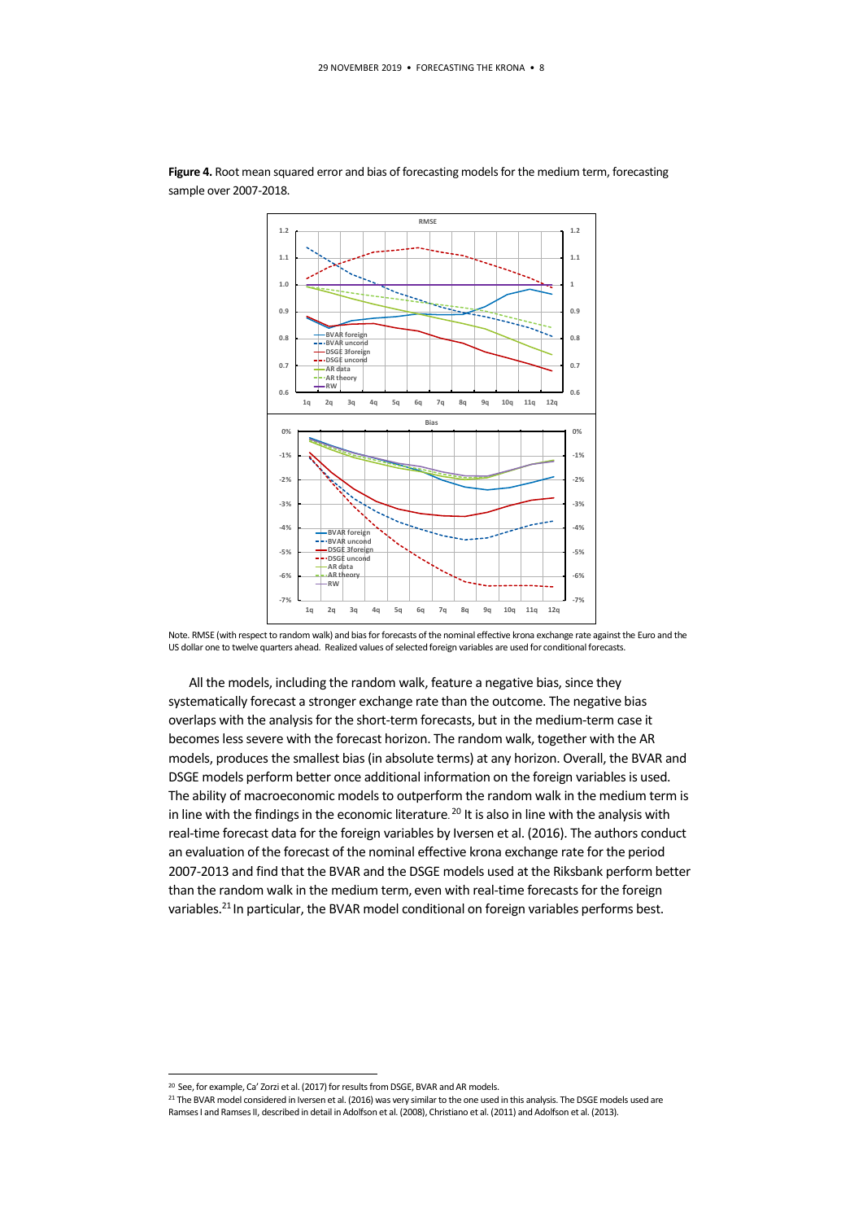**Figure 4.** Root mean squared error and bias of forecasting models for the medium term, forecasting sample over 2007-2018.

Note. RMSE (with respect to random walk) and bias for forecasts of the nominal effective krona exchange rate against the Euro and the US dollar one to twelve quarters ahead. Realized values of selected foreign variables are used for conditional forecasts.

All the models, including the random walk, feature a negative bias, since they systematically forecast a stronger exchange rate than the outcome. The negative bias overlaps with the analysis for the short-term forecasts, but in the medium-term case it becomes less severe with the forecast horizon. The random walk, together with the AR models, produces the smallest bias (in absolute terms) at any horizon. Overall, the BVAR and DSGE models perform better once additional information on the foreign variables is used. The ability of macroeconomic models to outperform the random walk in the medium term is in line with the findings in the economic literature.[20] It is also in line with the analysis with real-time forecast data for the foreign variables by Iversen et al. (2016). The authors conduct an evaluation of the forecast of the nominal effective krona exchange rate for the period 2007-2013 and find that the BVAR and the DSGE models used at the Riksbank perform better than the random walk in the medium term, even with real-time forecasts for the foreign variables.[21] In particular, the BVAR model conditional on foreign variables performs best.

[20] See, for example, Ca' Zorzi et al. (2017) for results from DSGE, BVAR and AR models.

[21] The BVAR model considered in Iversen et al. (2016) was very similar to the one used in this analysis. The DSGE models used are Ramses I and Ramses II, described in detail in Adolfson et al. (2008), Christiano et al. (2011) and Adolfson et al. (2013).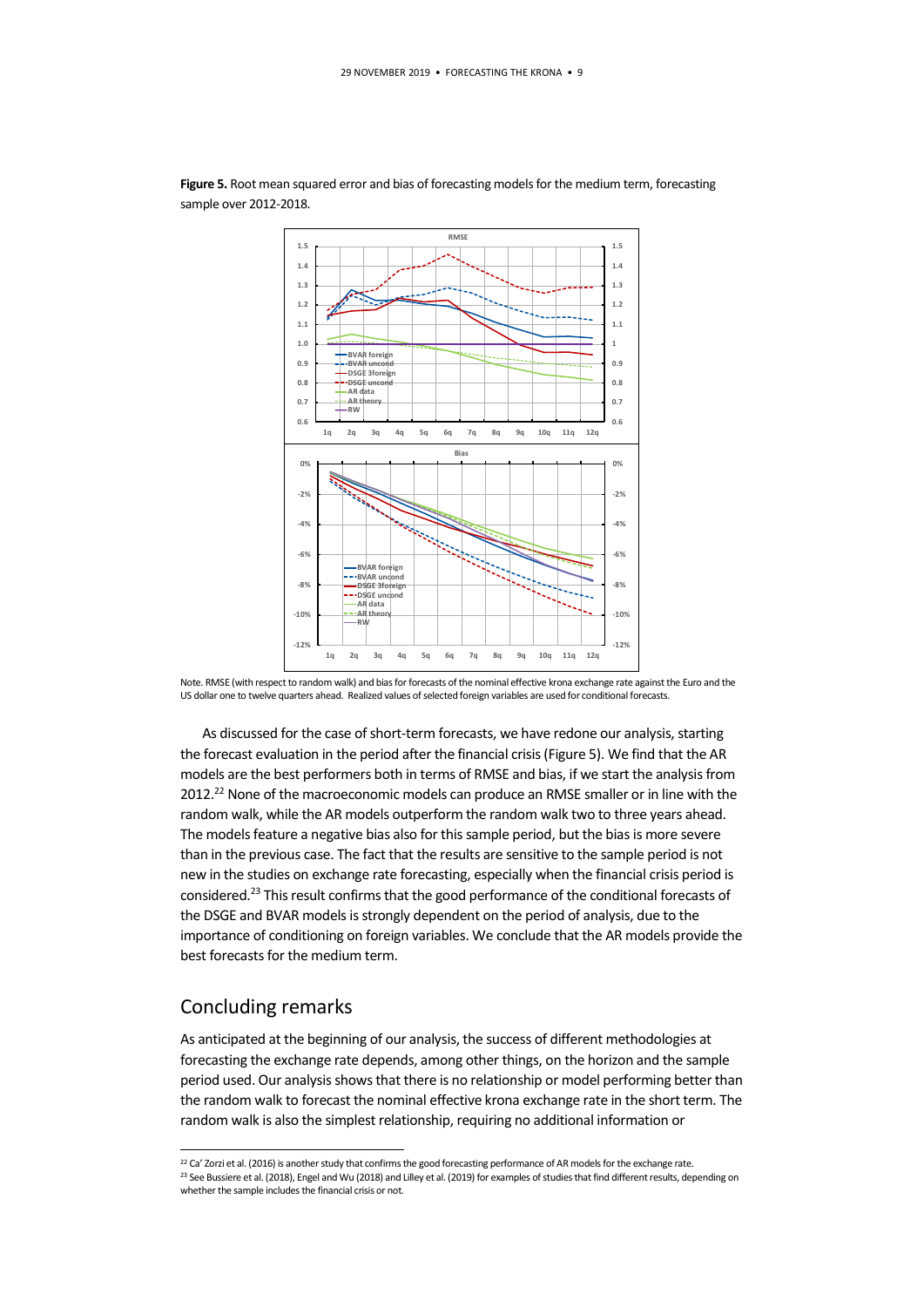**Figure 5.** Root mean squared error and bias of forecasting models for the medium term, forecasting sample over 2012-2018.

Note. RMSE (with respect to random walk) and bias for forecasts of the nominal effective krona exchange rate against the Euro and the US dollar one to twelve quarters ahead. Realized values of selected foreign variables are used for conditional forecasts.

As discussed for the case of short-term forecasts, we have redone our analysis, starting the forecast evaluation in the period after the financial crisis (Figure 5). We find that the AR models are the best performers both in terms of RMSE and bias, if we start the analysis from 2012.[22] None of the macroeconomic models can produce an RMSE smaller or in line with the random walk, while the AR models outperform the random walk two to three years ahead. The models feature a negative bias also for this sample period, but the bias is more severe than in the previous case. The fact that the results are sensitive to the sample period is not new in the studies on exchange rate forecasting, especially when the financial crisis period is considered.[23] This result confirms that the good performance of the conditional forecasts of the DSGE and BVAR models is strongly dependent on the period of analysis, due to the importance of conditioning on foreign variables. We conclude that the AR models provide the best forecasts for the medium term.

## Concluding remarks

As anticipated at the beginning of our analysis, the success of different methodologies at forecasting the exchange rate depends, among other things, on the horizon and the sample period used. Our analysis shows that there is no relationship or model performing better than the random walk to forecast the nominal effective krona exchange rate in the short term. The random walk is also the simplest relationship, requiring no additional information or

[22] Ca' Zorzi et al. (2016) is another study that confirms the good forecasting performance of AR models for the exchange rate.

[23] See Bussiere et al. (2018), Engel and Wu (2018) and Lilley et al. (2019) for examples of studies that find different results, depending on whether the sample includes the financial crisis or not.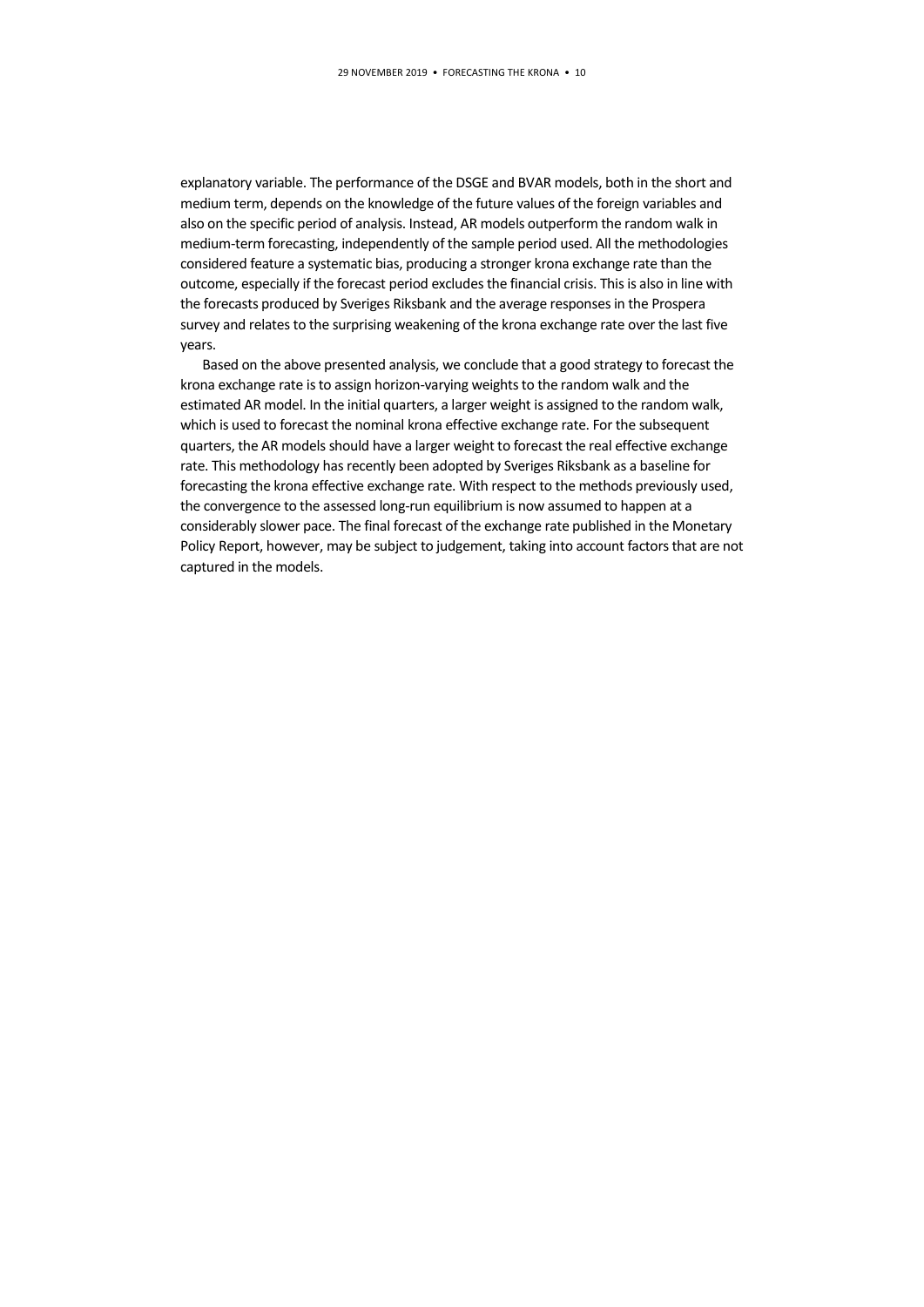explanatory variable. The performance of the DSGE and BVAR models, both in the short and medium term, depends on the knowledge of the future values of the foreign variables and also on the specific period of analysis. Instead, AR models outperform the random walk in medium-term forecasting, independently of the sample period used. All the methodologies considered feature a systematic bias, producing a stronger krona exchange rate than the outcome, especially if the forecast period excludes the financial crisis. This is also in line with the forecasts produced by Sveriges Riksbank and the average responses in the Prospera survey and relates to the surprising weakening of the krona exchange rate over the last five years.

Based on the above presented analysis, we conclude that a good strategy to forecast the krona exchange rate is to assign horizon-varying weights to the random walk and the estimated AR model. In the initial quarters, a larger weight is assigned to the random walk, which is used to forecast the nominal krona effective exchange rate. For the subsequent quarters, the AR models should have a larger weight to forecast the real effective exchange rate. This methodology has recently been adopted by Sveriges Riksbank as a baseline for forecasting the krona effective exchange rate. With respect to the methods previously used, the convergence to the assessed long-run equilibrium is now assumed to happen at a considerably slower pace. The final forecast of the exchange rate published in the Monetary Policy Report, however, may be subject to judgement, taking into account factors that are not captured in the models.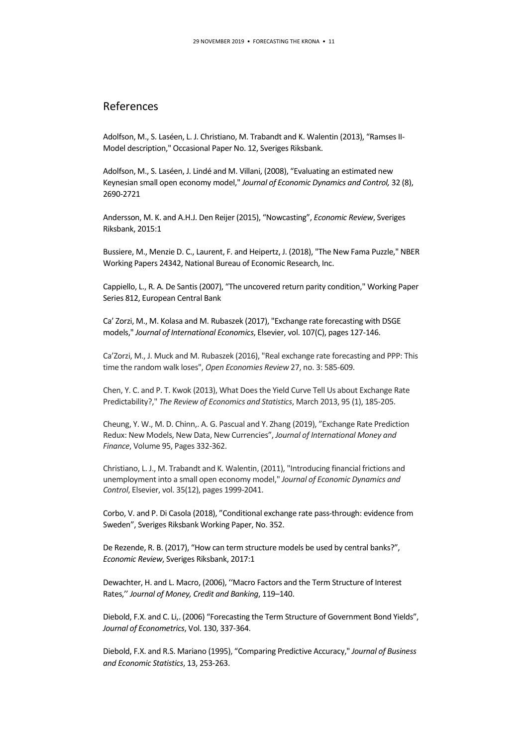## References

Adolfson, M., S. Laséen, L. J. Christiano, M. Trabandt and K. Walentin (2013), "Ramses II-Model description," Occasional Paper No. 12, Sveriges Riksbank.

Adolfson, M., S. Laséen, J. Lindé and M. Villani, (2008), "Evaluating an estimated new Keynesian small open economy model," *Journal of Economic Dynamics and Control,* 32 (8), 2690-2721

Andersson, M. K. and A.H.J. Den Reijer (2015), "Nowcasting", *Economic Review*, Sveriges Riksbank, 2015:1

Bussiere, M., Menzie D. C., Laurent, F. and Heipertz, J. (2018), "The New Fama Puzzle," NBER Working Papers 24342, National Bureau of Economic Research, Inc.

Cappiello, L., R. A. De Santis (2007), "The uncovered return parity condition," Working Paper Series 812, European Central Bank

Ca' Zorzi, M., M. Kolasa and M. Rubaszek (2017), "Exchange rate forecasting with DSGE models," *Journal of International Economics*, Elsevier, vol. 107(C), pages 127-146.

Ca'Zorzi, M., J. Muck and M. Rubaszek (2016), "Real exchange rate forecasting and PPP: This time the random walk loses", *Open Economies Review* 27, no. 3: 585-609.

Chen, Y. C. and P. T. Kwok (2013), What Does the Yield Curve Tell Us about Exchange Rate Predictability?," *The Review of Economics and Statistics*, March 2013, 95 (1), 185-205.

Cheung, Y. W., M. D. Chinn,. A. G. Pascual and Y. Zhang (2019), "Exchange Rate Prediction Redux: New Models, New Data, New Currencies", *Journal of International Money and Finance*, Volume 95, Pages 332-362.

Christiano, L. J., M. Trabandt and K. Walentin, (2011), "Introducing financial frictions and unemployment into a small open economy model," *Journal of Economic Dynamics and Control*, Elsevier, vol. 35(12), pages 1999-2041.

Corbo, V. and P. Di Casola (2018), "Conditional exchange rate pass-through: evidence from Sweden", Sveriges Riksbank Working Paper, No. 352.

De Rezende, R. B. (2017), "How can term structure models be used by central banks?", *Economic Review*, Sveriges Riksbank, 2017:1

Dewachter, H. and L. Macro, (2006), ''Macro Factors and the Term Structure of Interest Rates,'' *Journal of Money, Credit and Banking*, 119–140.

Diebold, F.X. and C. Li,. (2006) "Forecasting the Term Structure of Government Bond Yields", *Journal of Econometrics*, Vol. 130, 337-364.

Diebold, F.X. and R.S. Mariano (1995), "Comparing Predictive Accuracy," *Journal of Business and Economic Statistics*, 13, 253-263.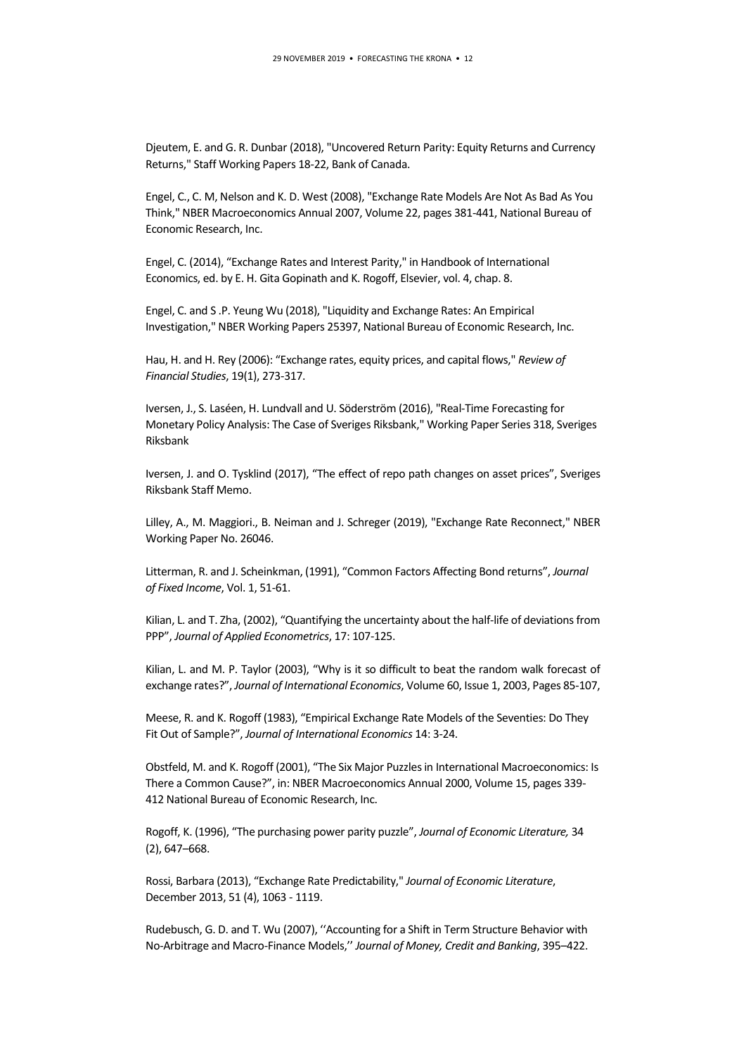Djeutem, E. and G. R. Dunbar (2018), "Uncovered Return Parity: Equity Returns and Currency Returns," Staff Working Papers 18-22, Bank of Canada.

Engel, C., C. M, Nelson and K. D. West (2008), "Exchange Rate Models Are Not As Bad As You Think," NBER Macroeconomics Annual 2007, Volume 22, pages 381-441, National Bureau of Economic Research, Inc.

Engel, C. (2014), "Exchange Rates and Interest Parity," in Handbook of International Economics, ed. by E. H. Gita Gopinath and K. Rogoff, Elsevier, vol. 4, chap. 8.

Engel, C. and S .P. Yeung Wu (2018), "Liquidity and Exchange Rates: An Empirical Investigation," NBER Working Papers 25397, National Bureau of Economic Research, Inc.

Hau, H. and H. Rey (2006): "Exchange rates, equity prices, and capital flows," *Review of Financial Studies*, 19(1), 273-317.

Iversen, J., S. Laséen, H. Lundvall and U. Söderström (2016), "Real-Time Forecasting for Monetary Policy Analysis: The Case of Sveriges Riksbank," Working Paper Series 318, Sveriges Riksbank

Iversen, J. and O. Tysklind (2017), "The effect of repo path changes on asset prices", Sveriges Riksbank Staff Memo.

Lilley, A., M. Maggiori., B. Neiman and J. Schreger (2019), "Exchange Rate Reconnect," NBER Working Paper No. 26046.

Litterman, R. and J. Scheinkman, (1991), "Common Factors Affecting Bond returns", *Journal of Fixed Income*, Vol. 1, 51-61.

Kilian, L. and T. Zha, (2002), "Quantifying the uncertainty about the half-life of deviations from PPP", *Journal of Applied Econometrics*, 17: 107-125.

Kilian, L. and M. P. Taylor (2003), "Why is it so difficult to beat the random walk forecast of exchange rates?", *Journal of International Economics*, Volume 60, Issue 1, 2003, Pages 85-107,

Meese, R. and K. Rogoff (1983), "Empirical Exchange Rate Models of the Seventies: Do They Fit Out of Sample?", *Journal of International Economics* 14: 3-24.

Obstfeld, M. and K. Rogoff (2001), "The Six Major Puzzles in International Macroeconomics: Is There a Common Cause?", in: NBER Macroeconomics Annual 2000, Volume 15, pages 339-412 National Bureau of Economic Research, Inc.

Rogoff, K. (1996), "The purchasing power parity puzzle", *Journal of Economic Literature,* 34 (2), 647–668.

Rossi, Barbara (2013), "Exchange Rate Predictability," *Journal of Economic Literature*, December 2013, 51 (4), 1063 - 1119.

Rudebusch, G. D. and T. Wu (2007), ''Accounting for a Shift in Term Structure Behavior with No-Arbitrage and Macro-Finance Models,'' *Journal of Money, Credit and Banking*, 395–422.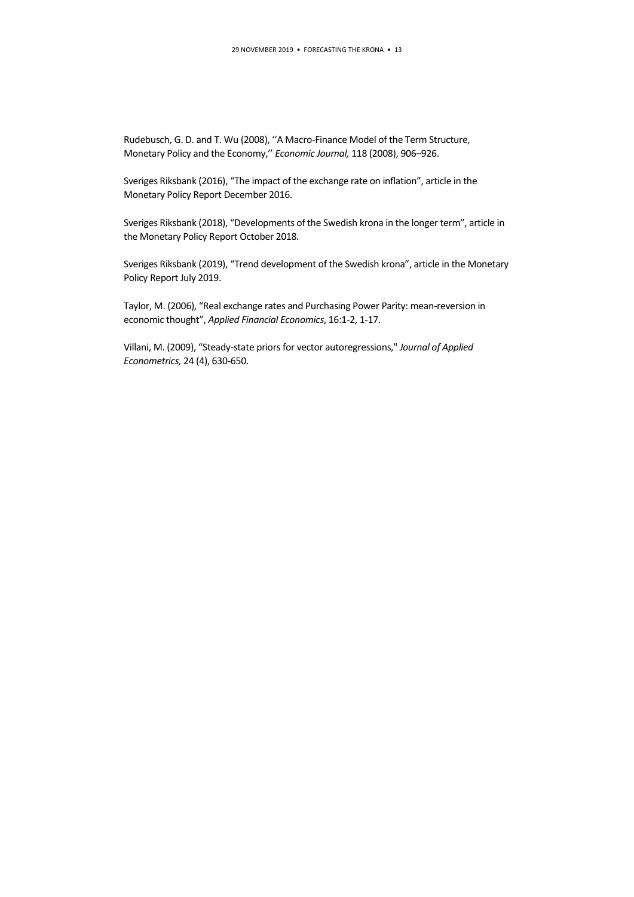Rudebusch, G. D. and T. Wu (2008), ''A Macro-Finance Model of the Term Structure, Monetary Policy and the Economy,'' *Economic Journal,* 118 (2008), 906–926.

Sveriges Riksbank (2016), "The impact of the exchange rate on inflation", article in the Monetary Policy Report December 2016.

Sveriges Riksbank (2018), "Developments of the Swedish krona in the longer term", article in the Monetary Policy Report October 2018.

Sveriges Riksbank (2019), "Trend development of the Swedish krona", article in the Monetary Policy Report July 2019.

Taylor, M. (2006), "Real exchange rates and Purchasing Power Parity: mean-reversion in economic thought", *Applied Financial Economics*, 16:1-2, 1-17.

Villani, M. (2009), "Steady-state priors for vector autoregressions," *Journal of Applied Econometrics,* 24 (4), 630-650.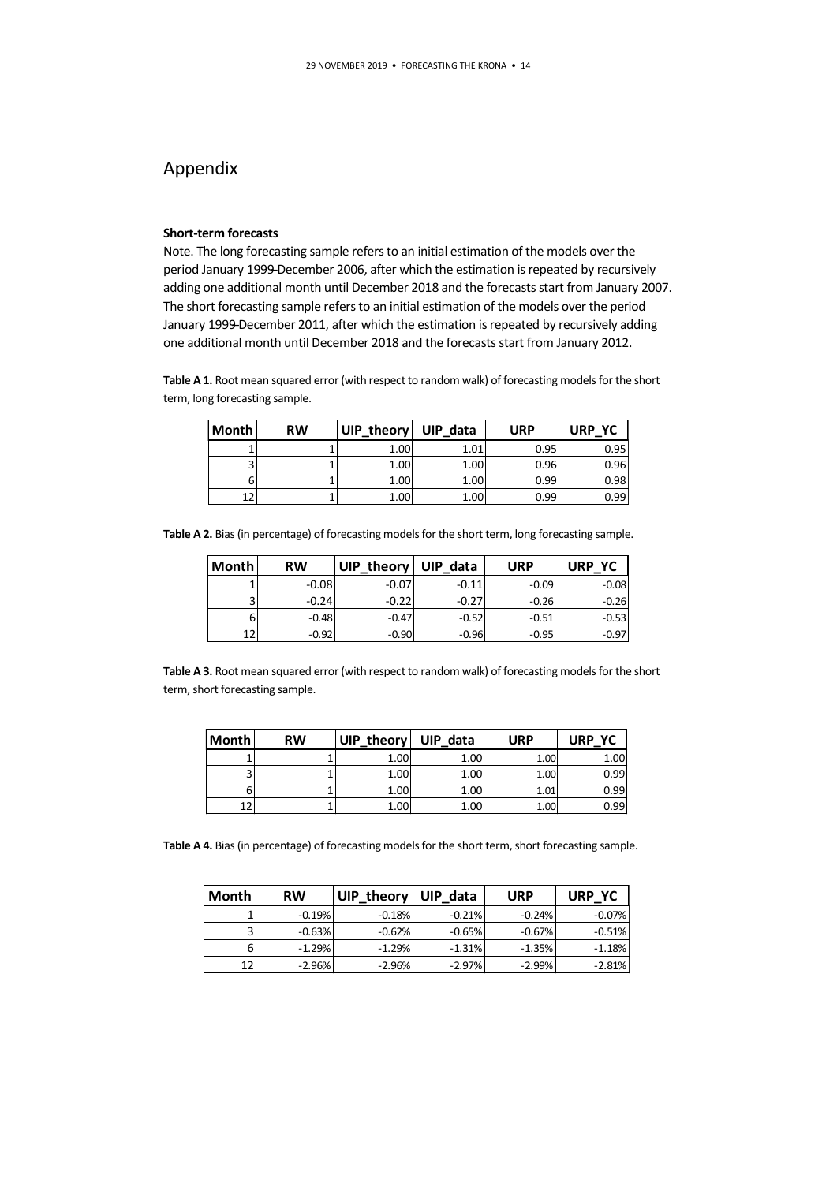# Appendix

**Short-term forecasts**

Note. The long forecasting sample refers to an initial estimation of the models over the period January 1999–December 2006, after which the estimation is repeated by recursively adding one additional month until December 2018 and the forecasts start from January 2007. The short forecasting sample refers to an initial estimation of the models over the period January 1999–December 2011, after which the estimation is repeated by recursively adding one additional month until December 2018 and the forecasts start from January 2012.

**Table A 1.** Root mean squared error (with respect to random walk) of forecasting models for the short term, long forecasting sample.

| Month | RW | UIP_theory | UIP_data | URP | URP_YC |
|---|---|---|---|---|---|
| 1 | 1 | 1.00 | 1.01 | 0.95 | 0.95 |
| 3 | 1 | 1.00 | 1.00 | 0.96 | 0.96 |
| 6 | 1 | 1.00 | 1.00 | 0.99 | 0.98 |
| 12 | 1 | 1.00 | 1.00 | 0.99 | 0.99 |

**Table A 2.** Bias (in percentage) of forecasting models for the short term, long forecasting sample.

| Month | RW | UIP_theory | UIP_data | URP | URP_YC |
|---|---|---|---|---|---|
| 1 | -0.08 | -0.07 | -0.11 | -0.09 | -0.08 |
| 3 | -0.24 | -0.22 | -0.27 | -0.26 | -0.26 |
| 6 | -0.48 | -0.47 | -0.52 | -0.51 | -0.53 |
| 12 | -0.92 | -0.90 | -0.96 | -0.95 | -0.97 |

**Table A 3.** Root mean squared error (with respect to random walk) of forecasting models for the short term, short forecasting sample.

| Month | RW | UIP_theory | UIP_data | URP | URP_YC |
|---|---|---|---|---|---|
| 1 | 1 | 1.00 | 1.00 | 1.00 | 1.00 |
| 3 | 1 | 1.00 | 1.00 | 1.00 | 0.99 |
| 6 | 1 | 1.00 | 1.00 | 1.01 | 0.99 |
| 12 | 1 | 1.00 | 1.00 | 1.00 | 0.99 |

**Table A 4.** Bias (in percentage) of forecasting models for the short term, short forecasting sample.

| Month | RW | UIP_theory | UIP_data | URP | URP_YC |
|---|---|---|---|---|---|
| 1 | -0.19% | -0.18% | -0.21% | -0.24% | -0.07% |
| 3 | -0.63% | -0.62% | -0.65% | -0.67% | -0.51% |
| 6 | -1.29% | -1.29% | -1.31% | -1.35% | -1.18% |
| 12 | -2.96% | -2.96% | -2.97% | -2.99% | -2.81% |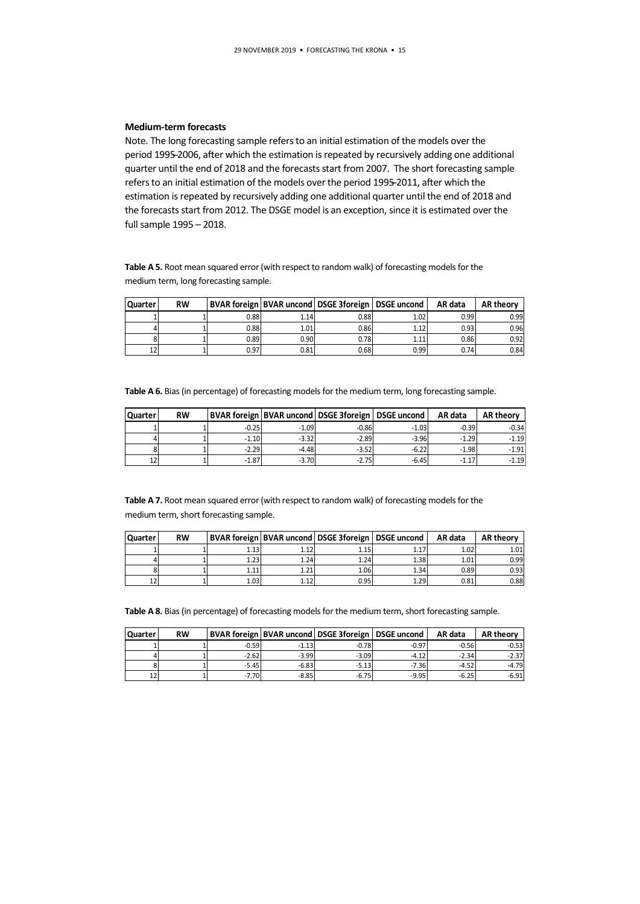### Medium-term forecasts

Note. The long forecasting sample refers to an initial estimation of the models over the period 1995-2006, after which the estimation is repeated by recursively adding one additional quarter until the end of 2018 and the forecasts start from 2007. The short forecasting sample refers to an initial estimation of the models over the period 1995-2011, after which the estimation is repeated by recursively adding one additional quarter until the end of 2018 and the forecasts start from 2012. The DSGE model is an exception, since it is estimated over the full sample 1995 – 2018.

**Table A 5.** Root mean squared error (with respect to random walk) of forecasting models for the medium term, long forecasting sample.

| Quarter | RW | BVAR foreign | BVAR uncond | DSGE 3foreign | DSGE uncond | AR data | AR theory |
|---|---|---|---|---|---|---|---|
| 1 | 1 | 0.88 | 1.14 | 0.88 | 1.02 | 0.99 | 0.99 |
| 4 | 1 | 0.88 | 1.01 | 0.86 | 1.12 | 0.93 | 0.96 |
| 8 | 1 | 0.89 | 0.90 | 0.78 | 1.11 | 0.86 | 0.92 |
| 12 | 1 | 0.97 | 0.81 | 0.68 | 0.99 | 0.74 | 0.84 |

**Table A 6.** Bias (in percentage) of forecasting models for the medium term, long forecasting sample.

| Quarter | RW | BVAR foreign | BVAR uncond | DSGE 3foreign | DSGE uncond | AR data | AR theory |
|---|---|---|---|---|---|---|---|
| 1 | 1 | -0.25 | -1.09 | -0.86 | -1.03 | -0.39 | -0.34 |
| 4 | 1 | -1.10 | -3.32 | -2.89 | -3.96 | -1.29 | -1.19 |
| 8 | 1 | -2.29 | -4.48 | -3.52 | -6.22 | -1.98 | -1.91 |
| 12 | 1 | -1.87 | -3.70 | -2.75 | -6.45 | -1.17 | -1.19 |

**Table A 7.** Root mean squared error (with respect to random walk) of forecasting models for the medium term, short forecasting sample.

| Quarter | RW | BVAR foreign | BVAR uncond | DSGE 3foreign | DSGE uncond | AR data | AR theory |
|---|---|---|---|---|---|---|---|
| 1 | 1 | 1.13 | 1.12 | 1.15 | 1.17 | 1.02 | 1.01 |
| 4 | 1 | 1.23 | 1.24 | 1.24 | 1.38 | 1.01 | 0.99 |
| 8 | 1 | 1.11 | 1.21 | 1.06 | 1.34 | 0.89 | 0.93 |
| 12 | 1 | 1.03 | 1.12 | 0.95 | 1.29 | 0.81 | 0.88 |

**Table A 8.** Bias (in percentage) of forecasting models for the medium term, short forecasting sample.

| Quarter | RW | BVAR foreign | BVAR uncond | DSGE 3foreign | DSGE uncond | AR data | AR theory |
|---|---|---|---|---|---|---|---|
| 1 | 1 | -0.59 | -1.13 | -0.78 | -0.97 | -0.56 | -0.53 |
| 4 | 1 | -2.62 | -3.99 | -3.09 | -4.12 | -2.34 | -2.37 |
| 8 | 1 | -5.45 | -6.83 | -5.13 | -7.36 | -4.52 | -4.79 |
| 12 | 1 | -7.70 | -8.85 | -6.75 | -9.95 | -6.25 | -6.91 |